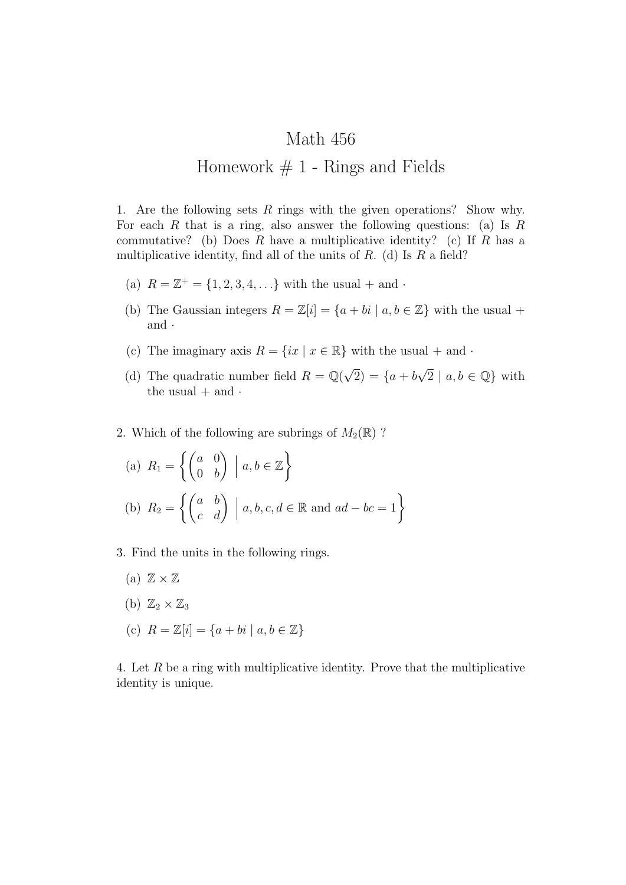# Math 456

## Homework # 1 - Rings and Fields

1. Are the following sets $R$ rings with the given operations? Show why. For each $R$ that is a ring, also answer the following questions: (a) Is $R$ commutative? (b) Does $R$ have a multiplicative identity? (c) If $R$ has a multiplicative identity, find all of the units of $R$. (d) Is $R$ a field?

   (a) $R = \mathbb{Z}^+ = \{1, 2, 3, 4, \ldots\}$ with the usual $+$ and $\cdot$

   (b) The Gaussian integers $R = \mathbb{Z}[i] = \{a + bi \mid a, b \in \mathbb{Z}\}$ with the usual $+$ and $\cdot$

   (c) The imaginary axis $R = \{ix \mid x \in \mathbb{R}\}$ with the usual $+$ and $\cdot$

   (d) The quadratic number field $R = \mathbb{Q}(\sqrt{2}) = \{a + b\sqrt{2} \mid a, b \in \mathbb{Q}\}$ with the usual $+$ and $\cdot$

2. Which of the following are subrings of $M_2(\mathbb{R})$ ?

   (a) $R_1 = \left\{ \begin{pmatrix} a & 0 \\ 0 & b \end{pmatrix} \;\middle|\; a, b \in \mathbb{Z} \right\}$

   (b) $R_2 = \left\{ \begin{pmatrix} a & b \\ c & d \end{pmatrix} \;\middle|\; a, b, c, d \in \mathbb{R} \text{ and } ad - bc = 1 \right\}$

3. Find the units in the following rings.

   (a) $\mathbb{Z} \times \mathbb{Z}$

   (b) $\mathbb{Z}_2 \times \mathbb{Z}_3$

   (c) $R = \mathbb{Z}[i] = \{a + bi \mid a, b \in \mathbb{Z}\}$

4. Let $R$ be a ring with multiplicative identity. Prove that the multiplicative identity is unique.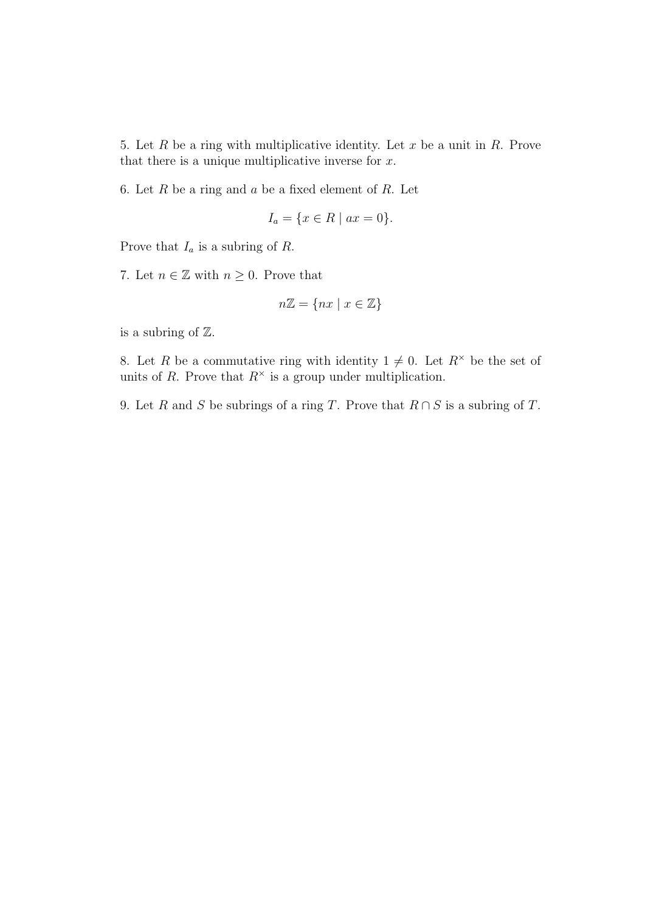5. Let $R$ be a ring with multiplicative identity. Let $x$ be a unit in $R$. Prove that there is a unique multiplicative inverse for $x$.

6. Let $R$ be a ring and $a$ be a fixed element of $R$. Let

$$I_a = \{x \in R \mid ax = 0\}.$$

Prove that $I_a$ is a subring of $R$.

7. Let $n \in \mathbb{Z}$ with $n \geq 0$. Prove that

$$n\mathbb{Z} = \{nx \mid x \in \mathbb{Z}\}$$

is a subring of $\mathbb{Z}$.

8. Let $R$ be a commutative ring with identity $1 \neq 0$. Let $R^\times$ be the set of units of $R$. Prove that $R^\times$ is a group under multiplication.

9. Let $R$ and $S$ be subrings of a ring $T$. Prove that $R \cap S$ is a subring of $T$.